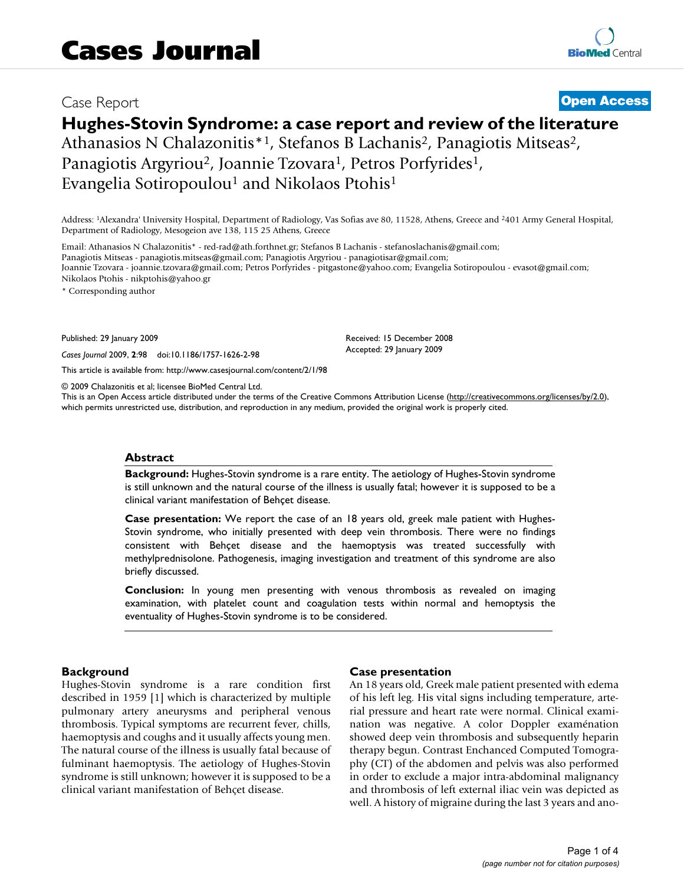# Cases Journal

Case Report **Open Access**

# Hughes-Stovin Syndrome: a case report and review of the literature

Athanasios N Chalazonitis*[1], Stefanos B Lachanis[2], Panagiotis Mitseas[2], Panagiotis Argyriou[2], Joannie Tzovara[1], Petros Porfyrides[1], Evangelia Sotiropoulou[1] and Nikolaos Ptohis[1]

Address: [1]Alexandra' University Hospital, Department of Radiology, Vas Sofias ave 80, 11528, Athens, Greece and [2]401 Army General Hospital, Department of Radiology, Mesogeion ave 138, 115 25 Athens, Greece

Email: Athanasios N Chalazonitis* - red-rad@ath.forthnet.gr; Stefanos B Lachanis - stefanoslachanis@gmail.com; Panagiotis Mitseas - panagiotis.mitseas@gmail.com; Panagiotis Argyriou - panagiotisar@gmail.com; Joannie Tzovara - joannie.tzovara@gmail.com; Petros Porfyrides - pitgastone@yahoo.com; Evangelia Sotiropoulou - evasot@gmail.com; Nikolaos Ptohis - nikptohis@yahoo.gr

* Corresponding author

Published: 29 January 2009

*Cases Journal* 2009, **2**:98 doi:10.1186/1757-1626-2-98

Received: 15 December 2008
Accepted: 29 January 2009

This article is available from: http://www.casesjournal.com/content/2/1/98

© 2009 Chalazonitis et al; licensee BioMed Central Ltd.
This is an Open Access article distributed under the terms of the Creative Commons Attribution License (http://creativecommons.org/licenses/by/2.0), which permits unrestricted use, distribution, and reproduction in any medium, provided the original work is properly cited.

## Abstract

**Background:** Hughes-Stovin syndrome is a rare entity. The aetiology of Hughes-Stovin syndrome is still unknown and the natural course of the illness is usually fatal; however it is supposed to be a clinical variant manifestation of Behçet disease.

**Case presentation:** We report the case of an 18 years old, greek male patient with Hughes-Stovin syndrome, who initially presented with deep vein thrombosis. There were no findings consistent with Behçet disease and the haemoptysis was treated successfully with methylprednisolone. Pathogenesis, imaging investigation and treatment of this syndrome are also briefly discussed.

**Conclusion:** In young men presenting with venous thrombosis as revealed on imaging examination, with platelet count and coagulation tests within normal and hemoptysis the eventuality of Hughes-Stovin syndrome is to be considered.

## Background

Hughes-Stovin syndrome is a rare condition first described in 1959 [1] which is characterized by multiple pulmonary artery aneurysms and peripheral venous thrombosis. Typical symptoms are recurrent fever, chills, haemoptysis and coughs and it usually affects young men. The natural course of the illness is usually fatal because of fulminant haemoptysis. The aetiology of Hughes-Stovin syndrome is still unknown; however it is supposed to be a clinical variant manifestation of Behçet disease.

## Case presentation

An 18 years old, Greek male patient presented with edema of his left leg. His vital signs including temperature, arterial pressure and heart rate were normal. Clinical examination was negative. A color Doppler examénation showed deep vein thrombosis and subsequently heparin therapy begun. Contrast Enchanced Computed Tomography (CT) of the abdomen and pelvis was also performed in order to exclude a major intra-abdominal malignancy and thrombosis of left external iliac vein was depicted as well. A history of migraine during the last 3 years and ano-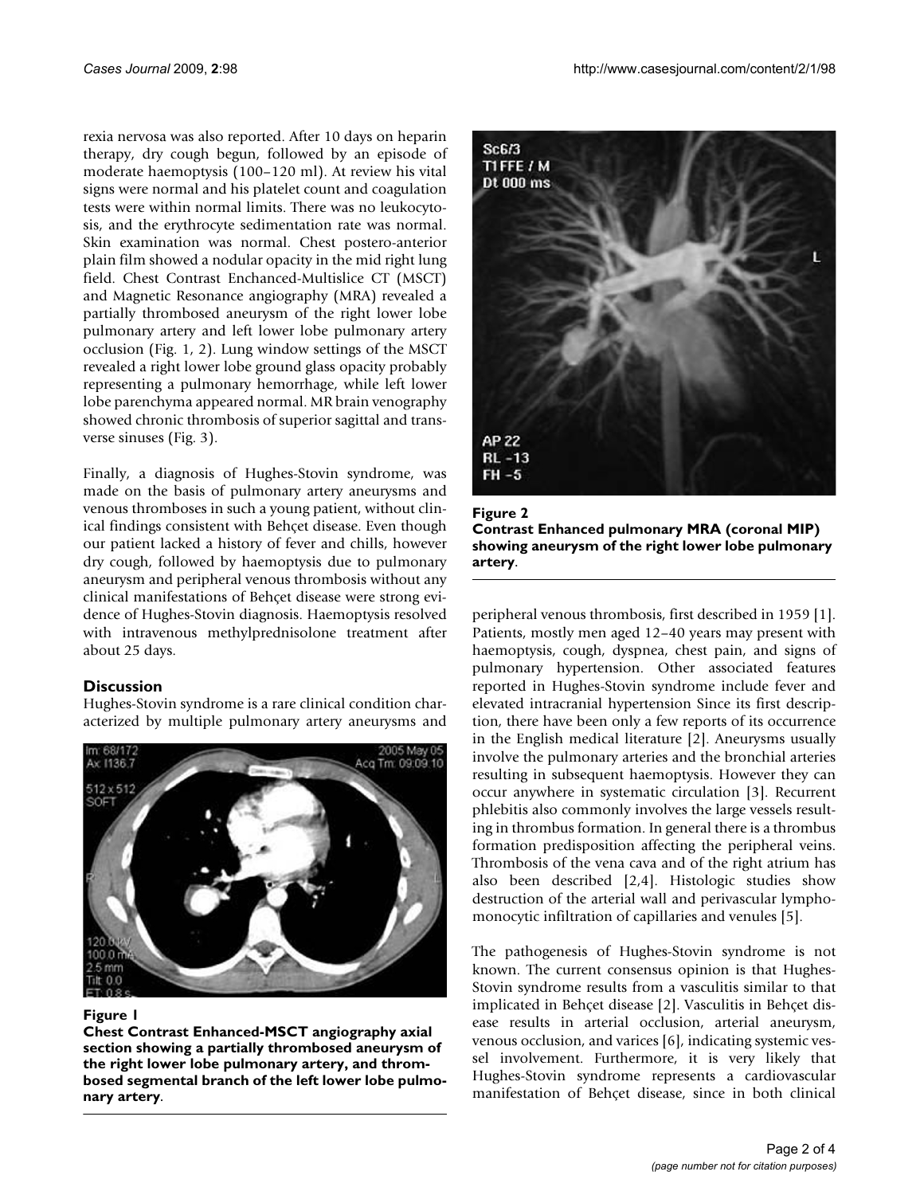rexia nervosa was also reported. After 10 days on heparin therapy, dry cough begun, followed by an episode of moderate haemoptysis (100–120 ml). At review his vital signs were normal and his platelet count and coagulation tests were within normal limits. There was no leukocytosis, and the erythrocyte sedimentation rate was normal. Skin examination was normal. Chest postero-anterior plain film showed a nodular opacity in the mid right lung field. Chest Contrast Enchanced-Multislice CT (MSCT) and Magnetic Resonance angiography (MRA) revealed a partially thrombosed aneurysm of the right lower lobe pulmonary artery and left lower lobe pulmonary artery occlusion (Fig. 1, 2). Lung window settings of the MSCT revealed a right lower lobe ground glass opacity probably representing a pulmonary hemorrhage, while left lower lobe parenchyma appeared normal. MR brain venography showed chronic thrombosis of superior sagittal and transverse sinuses (Fig. 3).

Finally, a diagnosis of Hughes-Stovin syndrome, was made on the basis of pulmonary artery aneurysms and venous thromboses in such a young patient, without clinical findings consistent with Behçet disease. Even though our patient lacked a history of fever and chills, however dry cough, followed by haemoptysis due to pulmonary aneurysm and peripheral venous thrombosis without any clinical manifestations of Behçet disease were strong evidence of Hughes-Stovin diagnosis. Haemoptysis resolved with intravenous methylprednisolone treatment after about 25 days.

## Discussion

Hughes-Stovin syndrome is a rare clinical condition characterized by multiple pulmonary artery aneurysms and peripheral venous thrombosis, first described in 1959 [1]. Patients, mostly men aged 12–40 years may present with haemoptysis, cough, dyspnea, chest pain, and signs of pulmonary hypertension. Other associated features reported in Hughes-Stovin syndrome include fever and elevated intracranial hypertension Since its first description, there have been only a few reports of its occurrence in the English medical literature [2]. Aneurysms usually involve the pulmonary arteries and the bronchial arteries resulting in subsequent haemoptysis. However they can occur anywhere in systematic circulation [3]. Recurrent phlebitis also commonly involves the large vessels resulting in thrombus formation. In general there is a thrombus formation predisposition affecting the peripheral veins. Thrombosis of the vena cava and of the right atrium has also been described [2,4]. Histologic studies show destruction of the arterial wall and perivascular lymphomonocytic infiltration of capillaries and venules [5].

The pathogenesis of Hughes-Stovin syndrome is not known. The current consensus opinion is that Hughes-Stovin syndrome results from a vasculitis similar to that implicated in Behçet disease [2]. Vasculitis in Behçet disease results in arterial occlusion, arterial aneurysm, venous occlusion, and varices [6], indicating systemic vessel involvement. Furthermore, it is very likely that Hughes-Stovin syndrome represents a cardiovascular manifestation of Behçet disease, since in both clinical

**Figure 1**
**Chest Contrast Enhanced-MSCT angiography axial section showing a partially thrombosed aneurysm of the right lower lobe pulmonary artery, and thrombosed segmental branch of the left lower lobe pulmonary artery.**

**Figure 2**
**Contrast Enhanced pulmonary MRA (coronal MIP) showing aneurysm of the right lower lobe pulmonary artery.**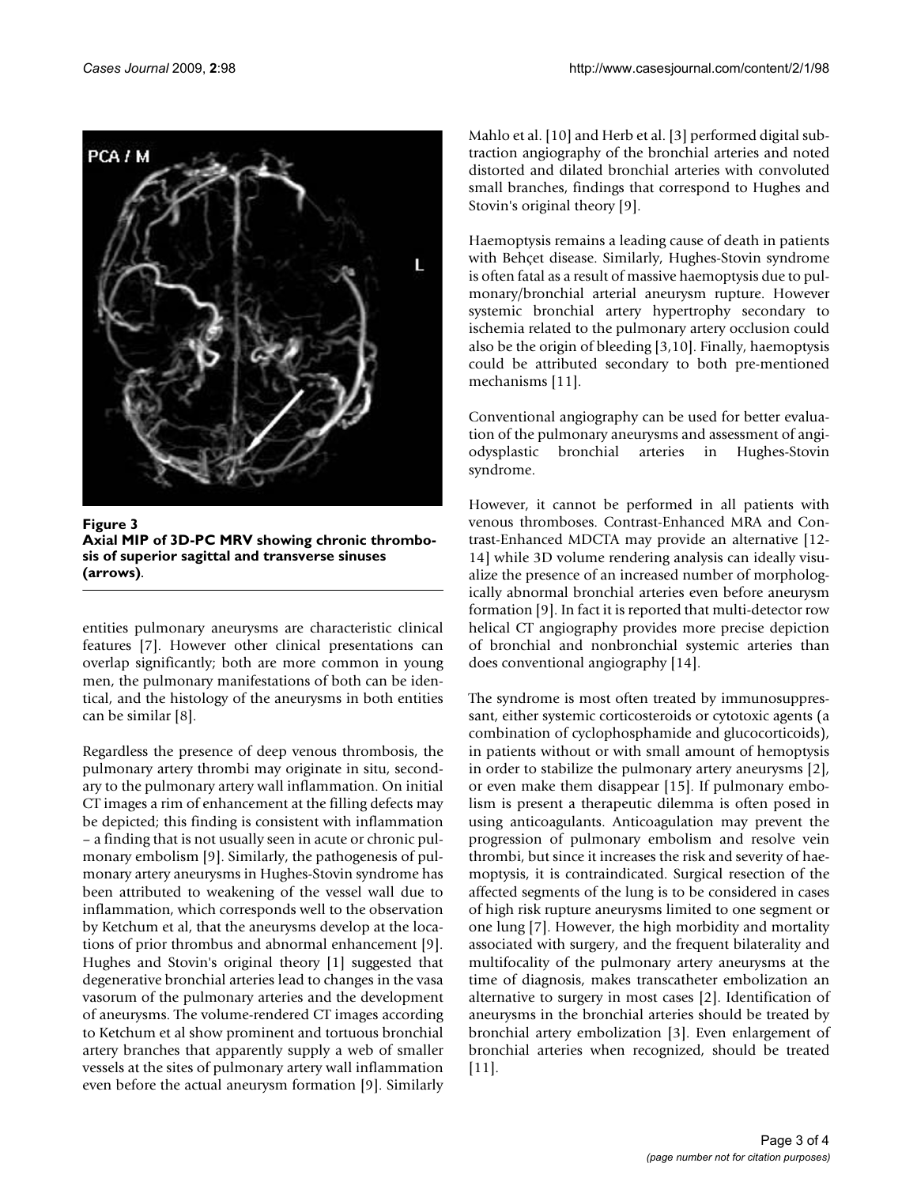**Figure 3**
**Axial MIP of 3D-PC MRV showing chronic thrombosis of superior sagittal and transverse sinuses (arrows)**.

entities pulmonary aneurysms are characteristic clinical features [7]. However other clinical presentations can overlap significantly; both are more common in young men, the pulmonary manifestations of both can be identical, and the histology of the aneurysms in both entities can be similar [8].

Regardless the presence of deep venous thrombosis, the pulmonary artery thrombi may originate in situ, secondary to the pulmonary artery wall inflammation. On initial CT images a rim of enhancement at the filling defects may be depicted; this finding is consistent with inflammation – a finding that is not usually seen in acute or chronic pulmonary embolism [9]. Similarly, the pathogenesis of pulmonary artery aneurysms in Hughes-Stovin syndrome has been attributed to weakening of the vessel wall due to inflammation, which corresponds well to the observation by Ketchum et al, that the aneurysms develop at the locations of prior thrombus and abnormal enhancement [9]. Hughes and Stovin's original theory [1] suggested that degenerative bronchial arteries lead to changes in the vasa vasorum of the pulmonary arteries and the development of aneurysms. The volume-rendered CT images according to Ketchum et al show prominent and tortuous bronchial artery branches that apparently supply a web of smaller vessels at the sites of pulmonary artery wall inflammation even before the actual aneurysm formation [9]. Similarly Mahlo et al. [10] and Herb et al. [3] performed digital subtraction angiography of the bronchial arteries and noted distorted and dilated bronchial arteries with convoluted small branches, findings that correspond to Hughes and Stovin's original theory [9].

Haemoptysis remains a leading cause of death in patients with Behçet disease. Similarly, Hughes-Stovin syndrome is often fatal as a result of massive haemoptysis due to pulmonary/bronchial arterial aneurysm rupture. However systemic bronchial artery hypertrophy secondary to ischemia related to the pulmonary artery occlusion could also be the origin of bleeding [3,10]. Finally, haemoptysis could be attributed secondary to both pre-mentioned mechanisms [11].

Conventional angiography can be used for better evaluation of the pulmonary aneurysms and assessment of angiodysplastic bronchial arteries in Hughes-Stovin syndrome.

However, it cannot be performed in all patients with venous thromboses. Contrast-Enhanced MRA and Contrast-Enhanced MDCTA may provide an alternative [12-14] while 3D volume rendering analysis can ideally visualize the presence of an increased number of morphologically abnormal bronchial arteries even before aneurysm formation [9]. In fact it is reported that multi-detector row helical CT angiography provides more precise depiction of bronchial and nonbronchial systemic arteries than does conventional angiography [14].

The syndrome is most often treated by immunosuppressant, either systemic corticosteroids or cytotoxic agents (a combination of cyclophosphamide and glucocorticoids), in patients without or with small amount of hemoptysis in order to stabilize the pulmonary artery aneurysms [2], or even make them disappear [15]. If pulmonary embolism is present a therapeutic dilemma is often posed in using anticoagulants. Anticoagulation may prevent the progression of pulmonary embolism and resolve vein thrombi, but since it increases the risk and severity of haemoptysis, it is contraindicated. Surgical resection of the affected segments of the lung is to be considered in cases of high risk rupture aneurysms limited to one segment or one lung [7]. However, the high morbidity and mortality associated with surgery, and the frequent bilaterality and multifocality of the pulmonary artery aneurysms at the time of diagnosis, makes transcatheter embolization an alternative to surgery in most cases [2]. Identification of aneurysms in the bronchial arteries should be treated by bronchial artery embolization [3]. Even enlargement of bronchial arteries when recognized, should be treated [11].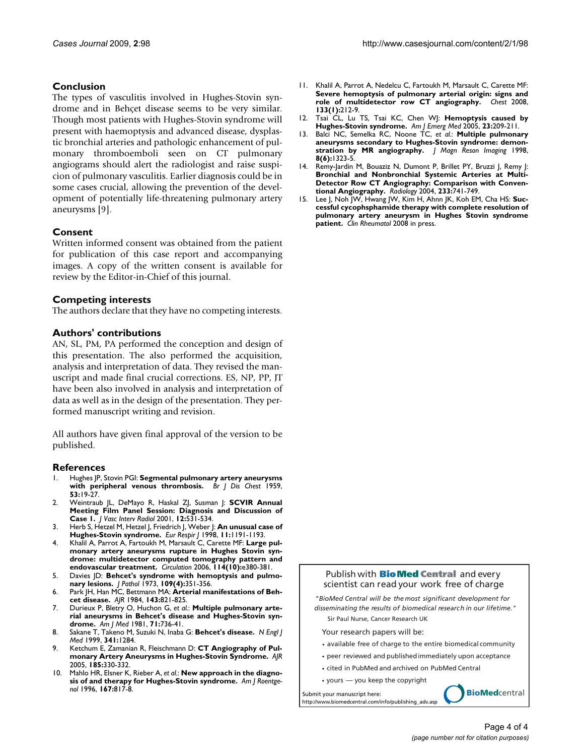## Conclusion

The types of vasculitis involved in Hughes-Stovin syndrome and in Behçet disease seems to be very similar. Though most patients with Hughes-Stovin syndrome will present with haemoptysis and advanced disease, dysplastic bronchial arteries and pathologic enhancement of pulmonary thromboemboli seen on CT pulmonary angiograms should alert the radiologist and raise suspicion of pulmonary vasculitis. Earlier diagnosis could be in some cases crucial, allowing the prevention of the development of potentially life-threatening pulmonary artery aneurysms [9].

## Consent

Written informed consent was obtained from the patient for publication of this case report and accompanying images. A copy of the written consent is available for review by the Editor-in-Chief of this journal.

## Competing interests

The authors declare that they have no competing interests.

## Authors' contributions

AN, SL, PM, PA performed the conception and design of this presentation. The also performed the acquisition, analysis and interpretation of data. They revised the manuscript and made final crucial corrections. ES, NP, PP, JT have been also involved in analysis and interpretation of data as well as in the design of the presentation. They performed manuscript writing and revision.

All authors have given final approval of the version to be published.

## References

1. Hughes JP, Stovin PGI: **Segmental pulmonary artery aneurysms with peripheral venous thrombosis.** *Br J Dis Chest* 1959, **53:**19-27.
2. Weintraub JL, DeMayo R, Haskal ZJ, Susman J: **SCVIR Annual Meeting Film Panel Session: Diagnosis and Discussion of Case 1.** *J Vasc Interv Radiol* 2001, **12:**531-534.
3. Herb S, Hetzel M, Hetzel J, Friedrich J, Weber J: **An unusual case of Hughes-Stovin syndrome.** *Eur Respir J* 1998, **11:**1191-1193.
4. Khalil A, Parrot A, Fartoukh M, Marsault C, Carette MF: **Large pulmonary artery aneurysms rupture in Hughes Stovin syndrome: multidetector computed tomography pattern and endovascular treatment.** *Circulation* 2006, **114(10):**e380-381.
5. Davies JD: **Behcet's syndrome with hemoptysis and pulmonary lesions.** *J Pathol* 1973, **109(4):**351-356.
6. Park JH, Han MC, Bettmann MA: **Arterial manifestations of Behcet disease.** *AJR* 1984, **143:**821-825.
7. Durieux P, Bletry O, Huchon G, *et al.*: **Multiple pulmonary arterial aneurysms in Behcet's disease and Hughes-Stovin syndrome.** *Am J Med* 1981, **71:**736-41.
8. Sakane T, Takeno M, Suzuki N, Inaba G: **Behcet's disease.** *N Engl J Med* 1999, **341:**1284.
9. Ketchum E, Zamanian R, Fleischmann D: **CT Angiography of Pulmonary Artery Aneurysms in Hughes-Stovin Syndrome.** *AJR* 2005, **185:**330-332.
10. Mahlo HR, Elsner K, Rieber A, *et al.*: **New approach in the diagnosis of and therapy for Hughes-Stovin syndrome.** *Am J Roentgenol* 1996, **167:**817-8.
11. Khalil A, Parrot A, Nedelcu C, Fartoukh M, Marsault C, Carette MF: **Severe hemoptysis of pulmonary arterial origin: signs and role of multidetector row CT angiography.** *Chest* 2008, **133(1):**212-9.
12. Tsai CL, Lu TS, Tsai KC, Chen WJ: **Hemoptysis caused by Hughes-Stovin syndrome.** *Am J Emerg Med* 2005, **23:**209-211.
13. Balci NC, Semelka RC, Noone TC, *et al.*: **Multiple pulmonary aneurysms secondary to Hughes-Stovin syndrome: demonstration by MR angiography.** *J Magn Reson Imaging* 1998, **8(6):**1323-5.
14. Remy-Jardin M, Bouaziz N, Dumont P, Brillet PY, Bruzzi J, Remy J: **Bronchial and Nonbronchial Systemic Arteries at Multi-Detector Row CT Angiography: Comparison with Conventional Angiography.** *Radiology* 2004, **233:**741-749.
15. Lee J, Noh JW, Hwang JW, Kim H, Ahnn JK, Koh EM, Cha HS: **Successful cycophsphamide therapy with complete resolution of pulmonary artery aneurysm in Hughes Stovin syndrome patient.** *Clin Rheumatol* 2008 in press.

Publish with **BioMed Central** and every scientist can read your work free of charge

*"BioMed Central will be the most significant development for disseminating the results of biomedical research in our lifetime."*

Sir Paul Nurse, Cancer Research UK

Your research papers will be:

- available free of charge to the entire biomedical community
- peer reviewed and published immediately upon acceptance
- cited in PubMed and archived on PubMed Central
- yours — you keep the copyright

Submit your manuscript here:
http://www.biomedcentral.com/info/publishing_adv.asp

BioMedcentral